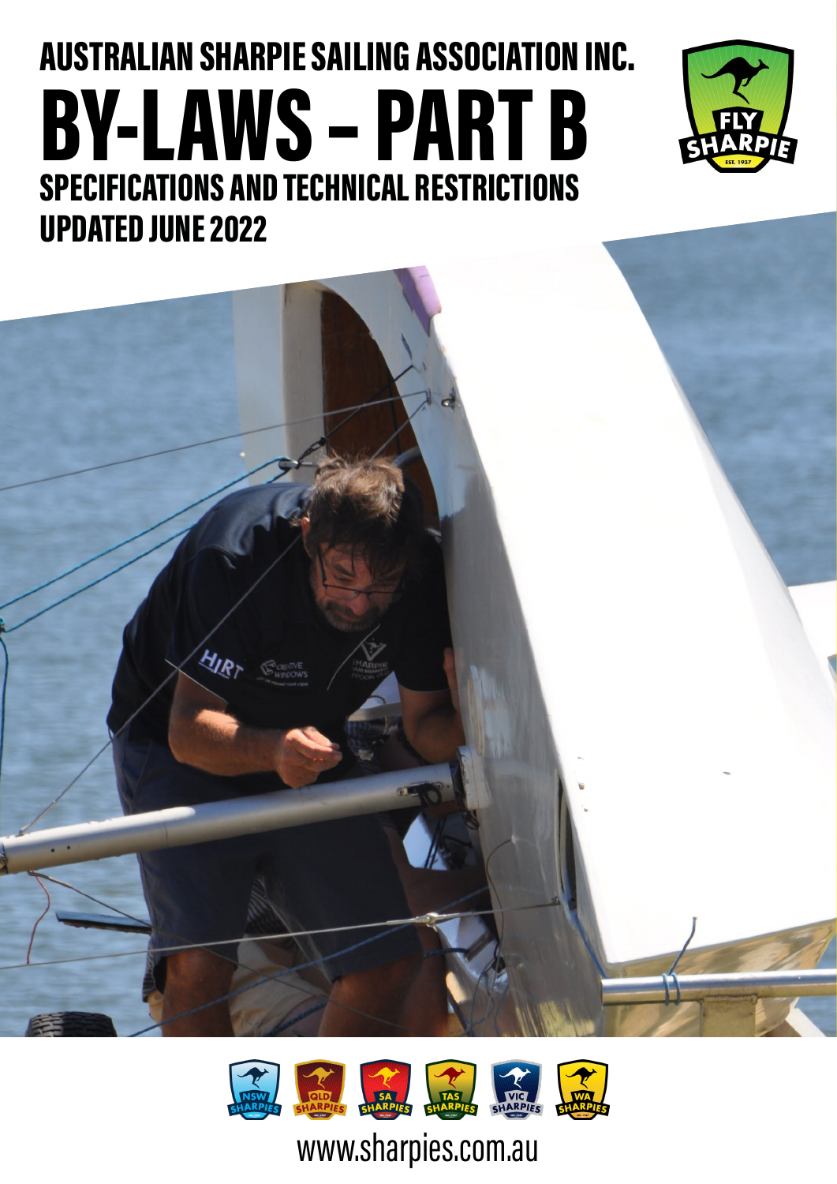# AUSTRALIAN SHARPIE SAILING ASSOCIATION INC.

# BY-LAWS – PART B

## SPECIFICATIONS AND TECHNICAL RESTRICTIONS

## UPDATED JUNE 2022

www.sharpies.com.au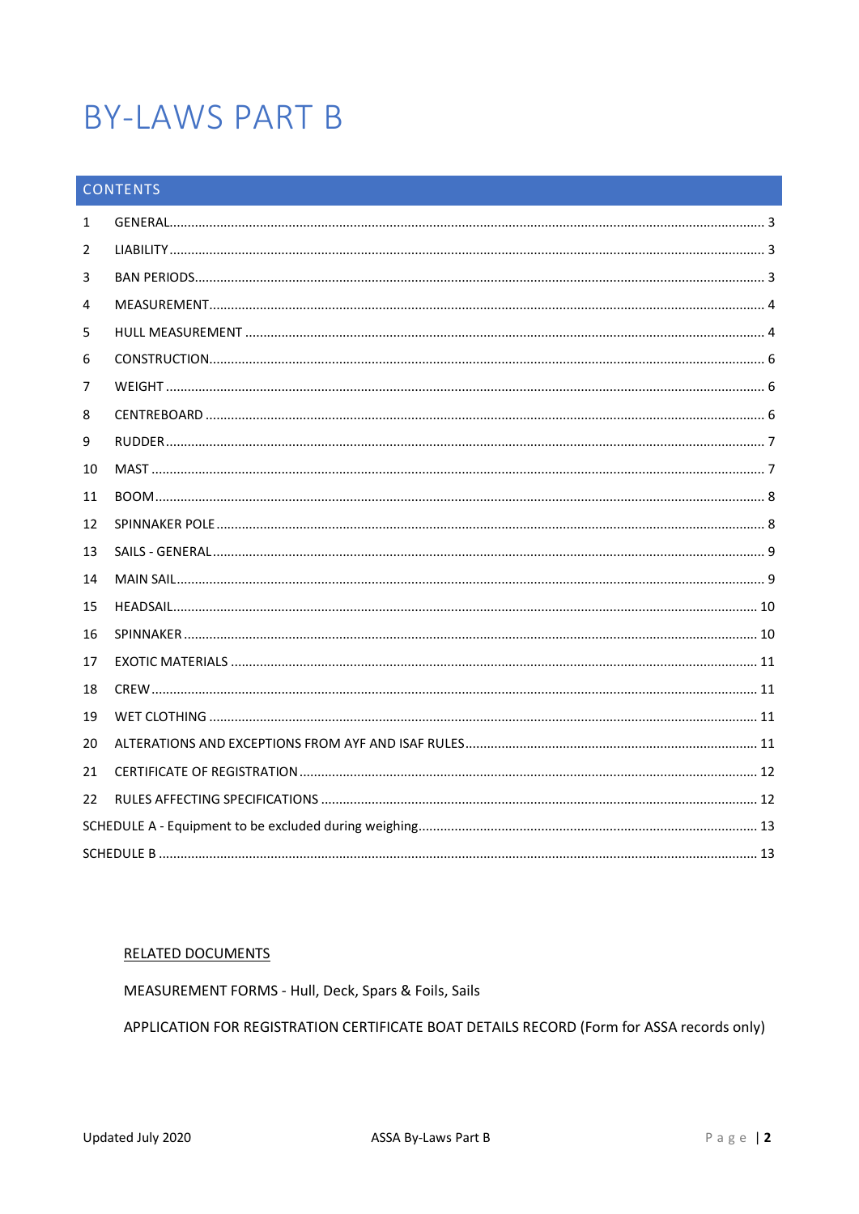# BY-LAWS PART B

## CONTENTS

| | | |
|---|---|---|
| 1 | GENERAL | 3 |
| 2 | LIABILITY | 3 |
| 3 | BAN PERIODS | 3 |
| 4 | MEASUREMENT | 4 |
| 5 | HULL MEASUREMENT | 4 |
| 6 | CONSTRUCTION | 6 |
| 7 | WEIGHT | 6 |
| 8 | CENTREBOARD | 6 |
| 9 | RUDDER | 7 |
| 10 | MAST | 7 |
| 11 | BOOM | 8 |
| 12 | SPINNAKER POLE | 8 |
| 13 | SAILS - GENERAL | 9 |
| 14 | MAIN SAIL | 9 |
| 15 | HEADSAIL | 10 |
| 16 | SPINNAKER | 10 |
| 17 | EXOTIC MATERIALS | 11 |
| 18 | CREW | 11 |
| 19 | WET CLOTHING | 11 |
| 20 | ALTERATIONS AND EXCEPTIONS FROM AYF AND ISAF RULES | 11 |
| 21 | CERTIFICATE OF REGISTRATION | 12 |
| 22 | RULES AFFECTING SPECIFICATIONS | 12 |
| SCHEDULE A - Equipment to be excluded during weighing | | 13 |
| SCHEDULE B | | 13 |

RELATED DOCUMENTS

MEASUREMENT FORMS - Hull, Deck, Spars & Foils, Sails

APPLICATION FOR REGISTRATION CERTIFICATE BOAT DETAILS RECORD (Form for ASSA records only)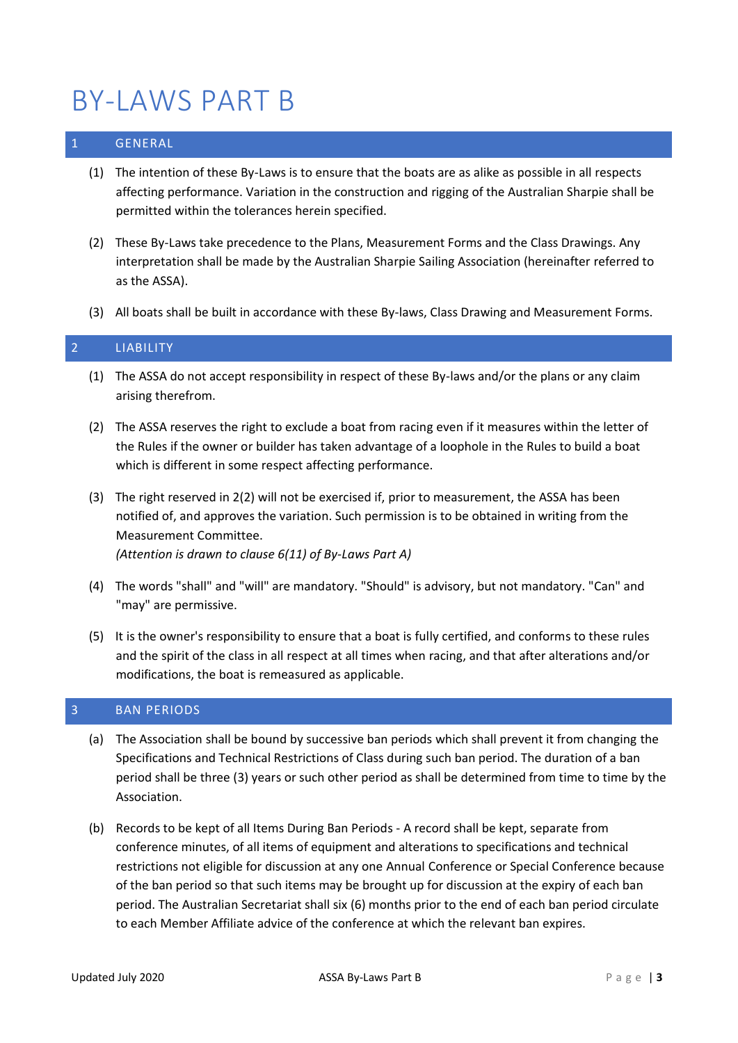# BY-LAWS PART B

## 1 GENERAL

(1) The intention of these By-Laws is to ensure that the boats are as alike as possible in all respects affecting performance. Variation in the construction and rigging of the Australian Sharpie shall be permitted within the tolerances herein specified.

(2) These By-Laws take precedence to the Plans, Measurement Forms and the Class Drawings. Any interpretation shall be made by the Australian Sharpie Sailing Association (hereinafter referred to as the ASSA).

(3) All boats shall be built in accordance with these By-laws, Class Drawing and Measurement Forms.

## 2 LIABILITY

(1) The ASSA do not accept responsibility in respect of these By-laws and/or the plans or any claim arising therefrom.

(2) The ASSA reserves the right to exclude a boat from racing even if it measures within the letter of the Rules if the owner or builder has taken advantage of a loophole in the Rules to build a boat which is different in some respect affecting performance.

(3) The right reserved in 2(2) will not be exercised if, prior to measurement, the ASSA has been notified of, and approves the variation. Such permission is to be obtained in writing from the Measurement Committee.
*(Attention is drawn to clause 6(11) of By-Laws Part A)*

(4) The words "shall" and "will" are mandatory. "Should" is advisory, but not mandatory. "Can" and "may" are permissive.

(5) It is the owner's responsibility to ensure that a boat is fully certified, and conforms to these rules and the spirit of the class in all respect at all times when racing, and that after alterations and/or modifications, the boat is remeasured as applicable.

## 3 BAN PERIODS

(a) The Association shall be bound by successive ban periods which shall prevent it from changing the Specifications and Technical Restrictions of Class during such ban period. The duration of a ban period shall be three (3) years or such other period as shall be determined from time to time by the Association.

(b) Records to be kept of all Items During Ban Periods - A record shall be kept, separate from conference minutes, of all items of equipment and alterations to specifications and technical restrictions not eligible for discussion at any one Annual Conference or Special Conference because of the ban period so that such items may be brought up for discussion at the expiry of each ban period. The Australian Secretariat shall six (6) months prior to the end of each ban period circulate to each Member Affiliate advice of the conference at which the relevant ban expires.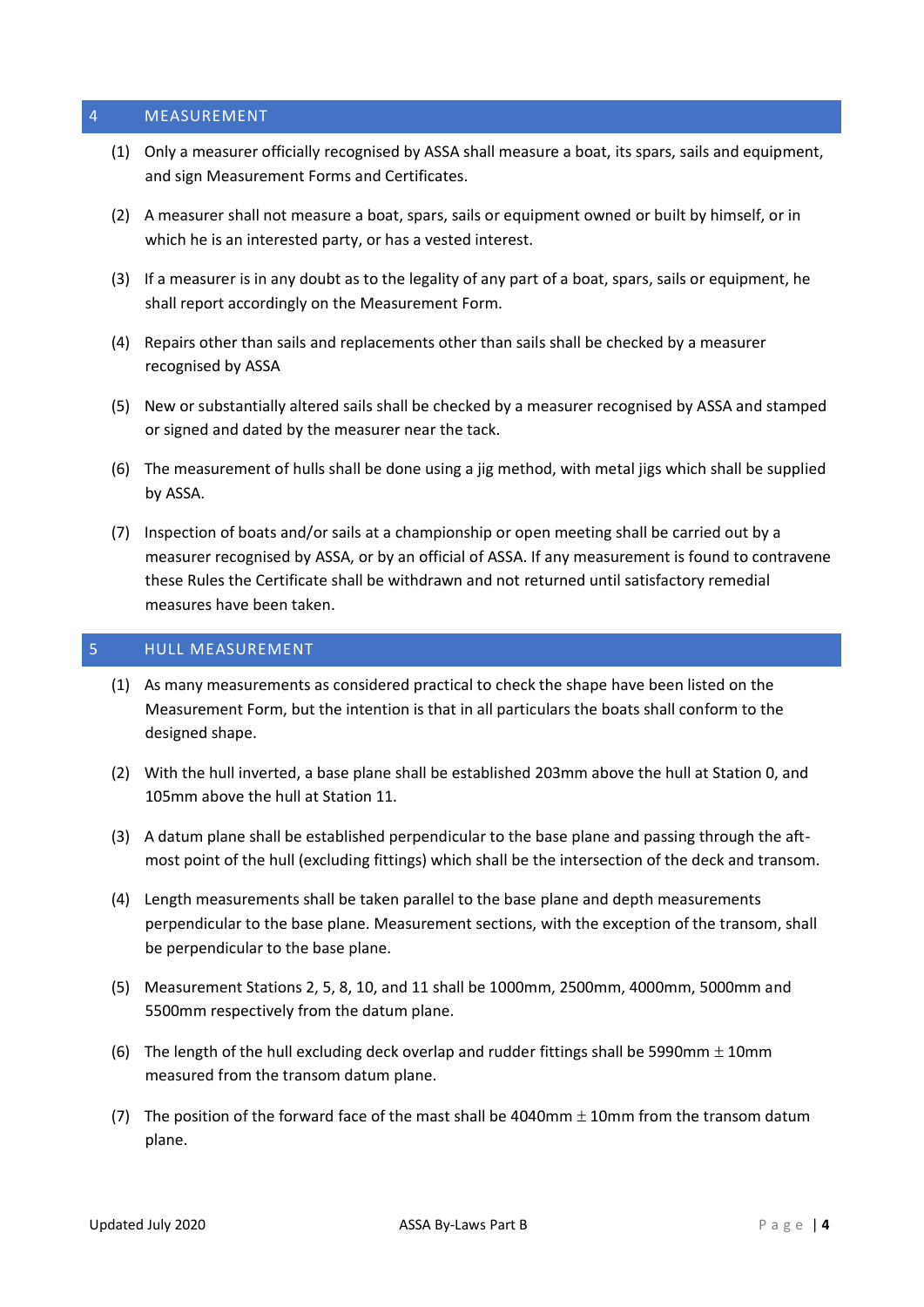## 4 MEASUREMENT

(1) Only a measurer officially recognised by ASSA shall measure a boat, its spars, sails and equipment, and sign Measurement Forms and Certificates.

(2) A measurer shall not measure a boat, spars, sails or equipment owned or built by himself, or in which he is an interested party, or has a vested interest.

(3) If a measurer is in any doubt as to the legality of any part of a boat, spars, sails or equipment, he shall report accordingly on the Measurement Form.

(4) Repairs other than sails and replacements other than sails shall be checked by a measurer recognised by ASSA

(5) New or substantially altered sails shall be checked by a measurer recognised by ASSA and stamped or signed and dated by the measurer near the tack.

(6) The measurement of hulls shall be done using a jig method, with metal jigs which shall be supplied by ASSA.

(7) Inspection of boats and/or sails at a championship or open meeting shall be carried out by a measurer recognised by ASSA, or by an official of ASSA. If any measurement is found to contravene these Rules the Certificate shall be withdrawn and not returned until satisfactory remedial measures have been taken.

## 5 HULL MEASUREMENT

(1) As many measurements as considered practical to check the shape have been listed on the Measurement Form, but the intention is that in all particulars the boats shall conform to the designed shape.

(2) With the hull inverted, a base plane shall be established 203mm above the hull at Station 0, and 105mm above the hull at Station 11.

(3) A datum plane shall be established perpendicular to the base plane and passing through the aft-most point of the hull (excluding fittings) which shall be the intersection of the deck and transom.

(4) Length measurements shall be taken parallel to the base plane and depth measurements perpendicular to the base plane. Measurement sections, with the exception of the transom, shall be perpendicular to the base plane.

(5) Measurement Stations 2, 5, 8, 10, and 11 shall be 1000mm, 2500mm, 4000mm, 5000mm and 5500mm respectively from the datum plane.

(6) The length of the hull excluding deck overlap and rudder fittings shall be 5990mm $\pm$ 10mm measured from the transom datum plane.

(7) The position of the forward face of the mast shall be 4040mm $\pm$ 10mm from the transom datum plane.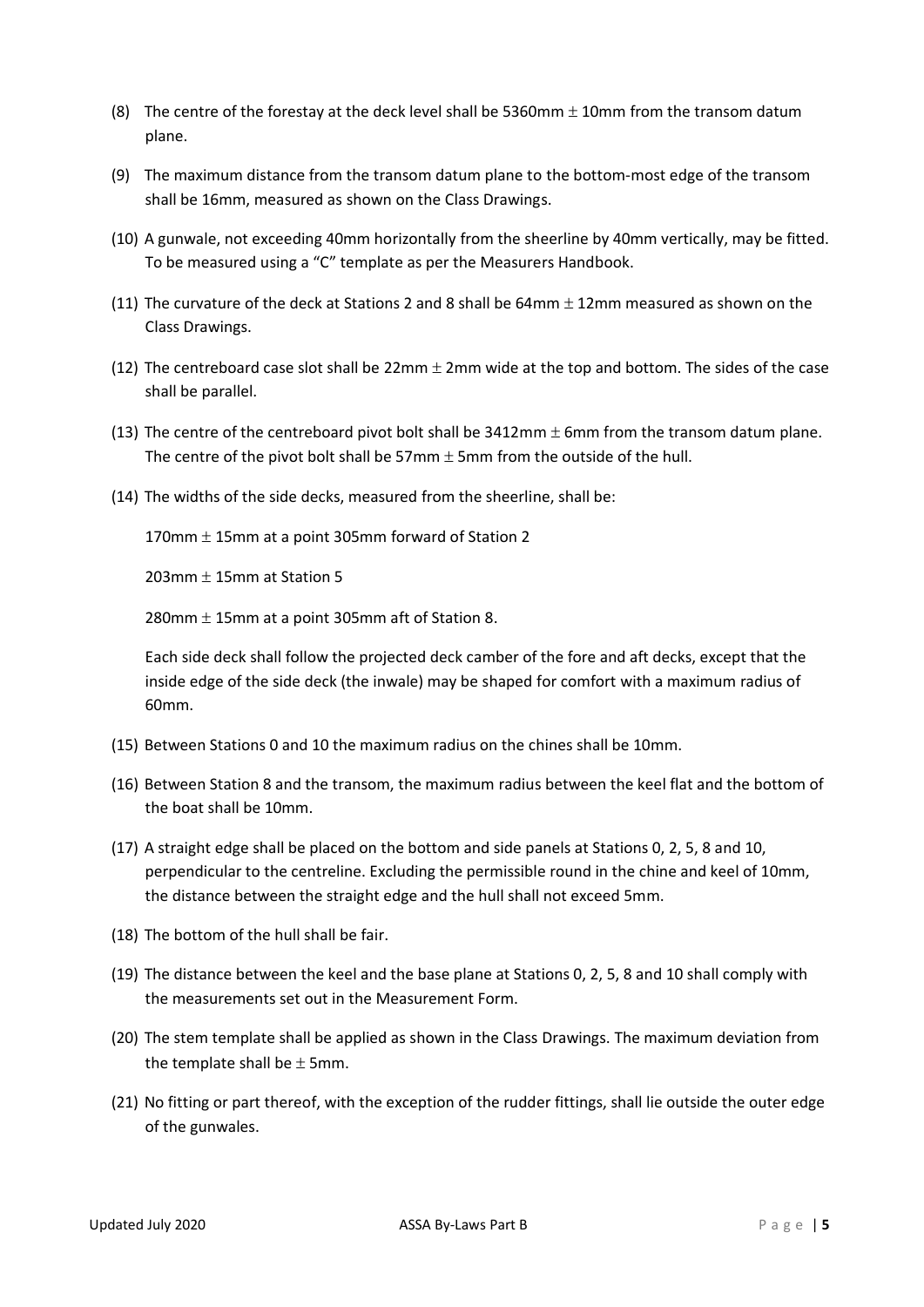(8) The centre of the forestay at the deck level shall be 5360mm $\pm$ 10mm from the transom datum plane.

(9) The maximum distance from the transom datum plane to the bottom-most edge of the transom shall be 16mm, measured as shown on the Class Drawings.

(10) A gunwale, not exceeding 40mm horizontally from the sheerline by 40mm vertically, may be fitted. To be measured using a "C" template as per the Measurers Handbook.

(11) The curvature of the deck at Stations 2 and 8 shall be 64mm $\pm$ 12mm measured as shown on the Class Drawings.

(12) The centreboard case slot shall be 22mm $\pm$ 2mm wide at the top and bottom. The sides of the case shall be parallel.

(13) The centre of the centreboard pivot bolt shall be 3412mm $\pm$ 6mm from the transom datum plane. The centre of the pivot bolt shall be 57mm $\pm$ 5mm from the outside of the hull.

(14) The widths of the side decks, measured from the sheerline, shall be:

170mm $\pm$ 15mm at a point 305mm forward of Station 2

203mm $\pm$ 15mm at Station 5

280mm $\pm$ 15mm at a point 305mm aft of Station 8.

Each side deck shall follow the projected deck camber of the fore and aft decks, except that the inside edge of the side deck (the inwale) may be shaped for comfort with a maximum radius of 60mm.

(15) Between Stations 0 and 10 the maximum radius on the chines shall be 10mm.

(16) Between Station 8 and the transom, the maximum radius between the keel flat and the bottom of the boat shall be 10mm.

(17) A straight edge shall be placed on the bottom and side panels at Stations 0, 2, 5, 8 and 10, perpendicular to the centreline. Excluding the permissible round in the chine and keel of 10mm, the distance between the straight edge and the hull shall not exceed 5mm.

(18) The bottom of the hull shall be fair.

(19) The distance between the keel and the base plane at Stations 0, 2, 5, 8 and 10 shall comply with the measurements set out in the Measurement Form.

(20) The stem template shall be applied as shown in the Class Drawings. The maximum deviation from the template shall be $\pm$ 5mm.

(21) No fitting or part thereof, with the exception of the rudder fittings, shall lie outside the outer edge of the gunwales.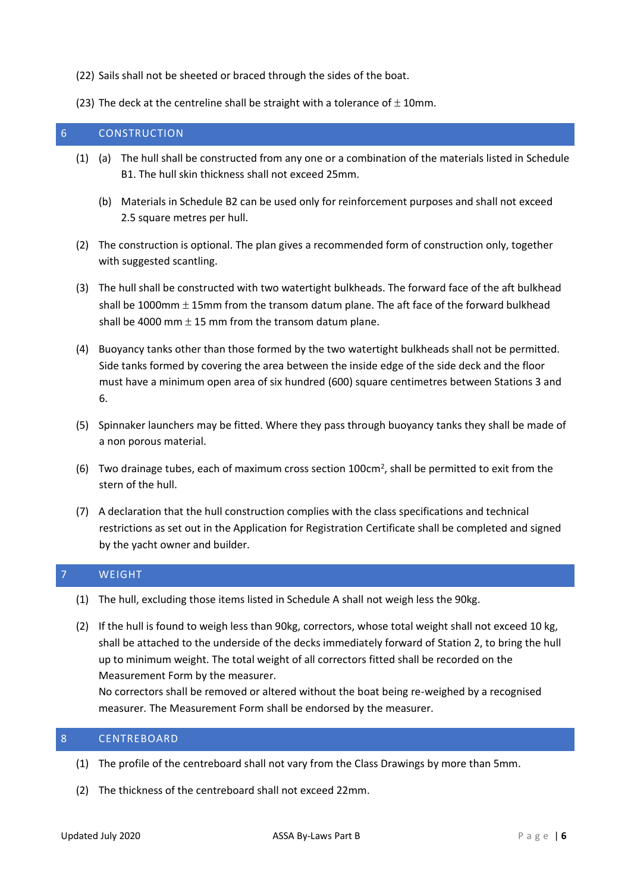(22) Sails shall not be sheeted or braced through the sides of the boat.

(23) The deck at the centreline shall be straight with a tolerance of $\pm$ 10mm.

## 6 CONSTRUCTION

(1) (a) The hull shall be constructed from any one or a combination of the materials listed in Schedule B1. The hull skin thickness shall not exceed 25mm.

(b) Materials in Schedule B2 can be used only for reinforcement purposes and shall not exceed 2.5 square metres per hull.

(2) The construction is optional. The plan gives a recommended form of construction only, together with suggested scantling.

(3) The hull shall be constructed with two watertight bulkheads. The forward face of the aft bulkhead shall be 1000mm $\pm$ 15mm from the transom datum plane. The aft face of the forward bulkhead shall be 4000 mm $\pm$ 15 mm from the transom datum plane.

(4) Buoyancy tanks other than those formed by the two watertight bulkheads shall not be permitted. Side tanks formed by covering the area between the inside edge of the side deck and the floor must have a minimum open area of six hundred (600) square centimetres between Stations 3 and 6.

(5) Spinnaker launchers may be fitted. Where they pass through buoyancy tanks they shall be made of a non porous material.

(6) Two drainage tubes, each of maximum cross section 100cm$^2$, shall be permitted to exit from the stern of the hull.

(7) A declaration that the hull construction complies with the class specifications and technical restrictions as set out in the Application for Registration Certificate shall be completed and signed by the yacht owner and builder.

## 7 WEIGHT

(1) The hull, excluding those items listed in Schedule A shall not weigh less the 90kg.

(2) If the hull is found to weigh less than 90kg, correctors, whose total weight shall not exceed 10 kg, shall be attached to the underside of the decks immediately forward of Station 2, to bring the hull up to minimum weight. The total weight of all correctors fitted shall be recorded on the Measurement Form by the measurer.
No correctors shall be removed or altered without the boat being re-weighed by a recognised measurer. The Measurement Form shall be endorsed by the measurer.

## 8 CENTREBOARD

(1) The profile of the centreboard shall not vary from the Class Drawings by more than 5mm.

(2) The thickness of the centreboard shall not exceed 22mm.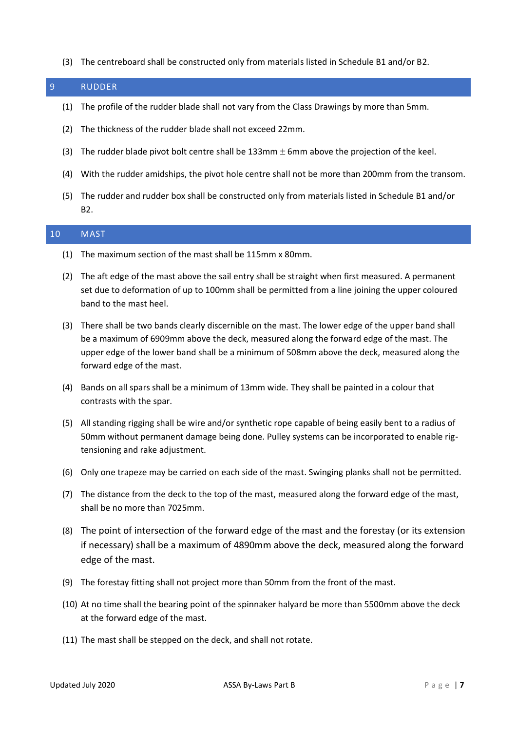(3) The centreboard shall be constructed only from materials listed in Schedule B1 and/or B2.

## 9 RUDDER

(1) The profile of the rudder blade shall not vary from the Class Drawings by more than 5mm.

(2) The thickness of the rudder blade shall not exceed 22mm.

(3) The rudder blade pivot bolt centre shall be 133mm $\pm$ 6mm above the projection of the keel.

(4) With the rudder amidships, the pivot hole centre shall not be more than 200mm from the transom.

(5) The rudder and rudder box shall be constructed only from materials listed in Schedule B1 and/or B2.

## 10 MAST

(1) The maximum section of the mast shall be 115mm x 80mm.

(2) The aft edge of the mast above the sail entry shall be straight when first measured. A permanent set due to deformation of up to 100mm shall be permitted from a line joining the upper coloured band to the mast heel.

(3) There shall be two bands clearly discernible on the mast. The lower edge of the upper band shall be a maximum of 6909mm above the deck, measured along the forward edge of the mast. The upper edge of the lower band shall be a minimum of 508mm above the deck, measured along the forward edge of the mast.

(4) Bands on all spars shall be a minimum of 13mm wide. They shall be painted in a colour that contrasts with the spar.

(5) All standing rigging shall be wire and/or synthetic rope capable of being easily bent to a radius of 50mm without permanent damage being done. Pulley systems can be incorporated to enable rig-tensioning and rake adjustment.

(6) Only one trapeze may be carried on each side of the mast. Swinging planks shall not be permitted.

(7) The distance from the deck to the top of the mast, measured along the forward edge of the mast, shall be no more than 7025mm.

(8) The point of intersection of the forward edge of the mast and the forestay (or its extension if necessary) shall be a maximum of 4890mm above the deck, measured along the forward edge of the mast.

(9) The forestay fitting shall not project more than 50mm from the front of the mast.

(10) At no time shall the bearing point of the spinnaker halyard be more than 5500mm above the deck at the forward edge of the mast.

(11) The mast shall be stepped on the deck, and shall not rotate.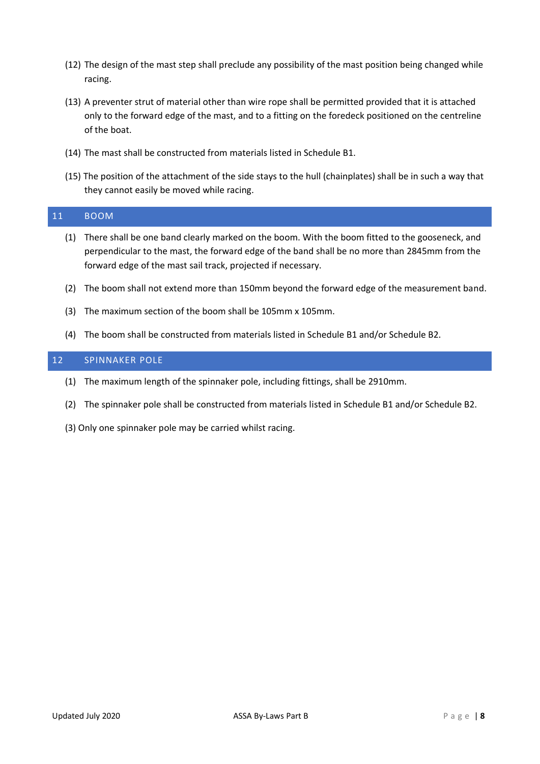(12) The design of the mast step shall preclude any possibility of the mast position being changed while racing.

(13) A preventer strut of material other than wire rope shall be permitted provided that it is attached only to the forward edge of the mast, and to a fitting on the foredeck positioned on the centreline of the boat.

(14) The mast shall be constructed from materials listed in Schedule B1.

(15) The position of the attachment of the side stays to the hull (chainplates) shall be in such a way that they cannot easily be moved while racing.

## 11 BOOM

(1) There shall be one band clearly marked on the boom. With the boom fitted to the gooseneck, and perpendicular to the mast, the forward edge of the band shall be no more than 2845mm from the forward edge of the mast sail track, projected if necessary.

(2) The boom shall not extend more than 150mm beyond the forward edge of the measurement band.

(3) The maximum section of the boom shall be 105mm x 105mm.

(4) The boom shall be constructed from materials listed in Schedule B1 and/or Schedule B2.

## 12 SPINNAKER POLE

(1) The maximum length of the spinnaker pole, including fittings, shall be 2910mm.

(2) The spinnaker pole shall be constructed from materials listed in Schedule B1 and/or Schedule B2.

(3) Only one spinnaker pole may be carried whilst racing.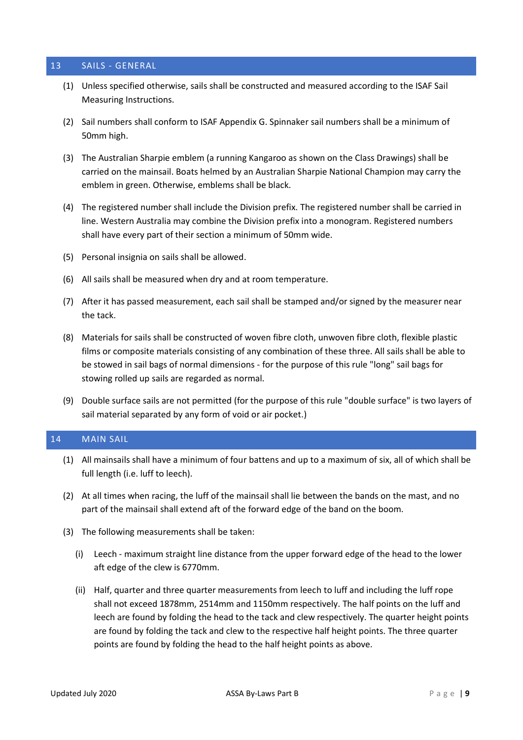## 13 SAILS - GENERAL

(1) Unless specified otherwise, sails shall be constructed and measured according to the ISAF Sail Measuring Instructions.

(2) Sail numbers shall conform to ISAF Appendix G. Spinnaker sail numbers shall be a minimum of 50mm high.

(3) The Australian Sharpie emblem (a running Kangaroo as shown on the Class Drawings) shall be carried on the mainsail. Boats helmed by an Australian Sharpie National Champion may carry the emblem in green. Otherwise, emblems shall be black.

(4) The registered number shall include the Division prefix. The registered number shall be carried in line. Western Australia may combine the Division prefix into a monogram. Registered numbers shall have every part of their section a minimum of 50mm wide.

(5) Personal insignia on sails shall be allowed.

(6) All sails shall be measured when dry and at room temperature.

(7) After it has passed measurement, each sail shall be stamped and/or signed by the measurer near the tack.

(8) Materials for sails shall be constructed of woven fibre cloth, unwoven fibre cloth, flexible plastic films or composite materials consisting of any combination of these three. All sails shall be able to be stowed in sail bags of normal dimensions - for the purpose of this rule "long" sail bags for stowing rolled up sails are regarded as normal.

(9) Double surface sails are not permitted (for the purpose of this rule "double surface" is two layers of sail material separated by any form of void or air pocket.)

## 14 MAIN SAIL

(1) All mainsails shall have a minimum of four battens and up to a maximum of six, all of which shall be full length (i.e. luff to leech).

(2) At all times when racing, the luff of the mainsail shall lie between the bands on the mast, and no part of the mainsail shall extend aft of the forward edge of the band on the boom.

(3) The following measurements shall be taken:

(i) Leech - maximum straight line distance from the upper forward edge of the head to the lower aft edge of the clew is 6770mm.

(ii) Half, quarter and three quarter measurements from leech to luff and including the luff rope shall not exceed 1878mm, 2514mm and 1150mm respectively. The half points on the luff and leech are found by folding the head to the tack and clew respectively. The quarter height points are found by folding the tack and clew to the respective half height points. The three quarter points are found by folding the head to the half height points as above.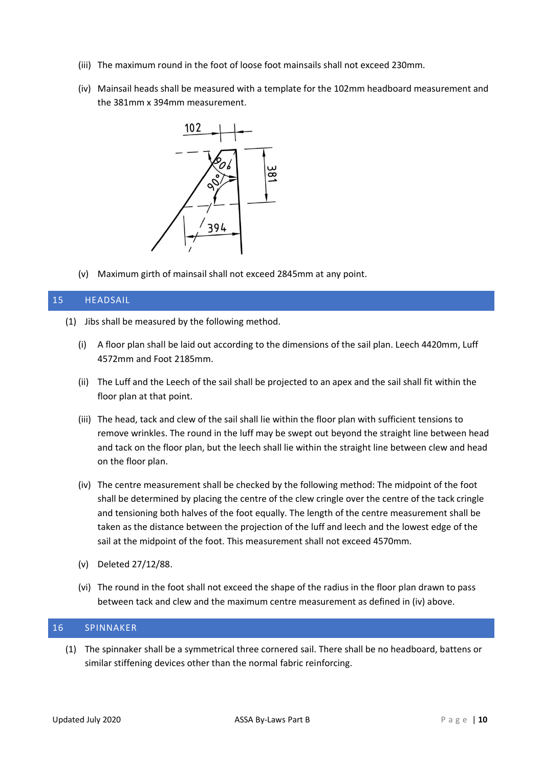(iii) The maximum round in the foot of loose foot mainsails shall not exceed 230mm.

(iv) Mainsail heads shall be measured with a template for the 102mm headboard measurement and the 381mm x 394mm measurement.

102

90°

90°

381

394

(v) Maximum girth of mainsail shall not exceed 2845mm at any point.

## 15 HEADSAIL

(1) Jibs shall be measured by the following method.

(i) A floor plan shall be laid out according to the dimensions of the sail plan. Leech 4420mm, Luff 4572mm and Foot 2185mm.

(ii) The Luff and the Leech of the sail shall be projected to an apex and the sail shall fit within the floor plan at that point.

(iii) The head, tack and clew of the sail shall lie within the floor plan with sufficient tensions to remove wrinkles. The round in the luff may be swept out beyond the straight line between head and tack on the floor plan, but the leech shall lie within the straight line between clew and head on the floor plan.

(iv) The centre measurement shall be checked by the following method: The midpoint of the foot shall be determined by placing the centre of the clew cringle over the centre of the tack cringle and tensioning both halves of the foot equally. The length of the centre measurement shall be taken as the distance between the projection of the luff and leech and the lowest edge of the sail at the midpoint of the foot. This measurement shall not exceed 4570mm.

(v) Deleted 27/12/88.

(vi) The round in the foot shall not exceed the shape of the radius in the floor plan drawn to pass between tack and clew and the maximum centre measurement as defined in (iv) above.

## 16 SPINNAKER

(1) The spinnaker shall be a symmetrical three cornered sail. There shall be no headboard, battens or similar stiffening devices other than the normal fabric reinforcing.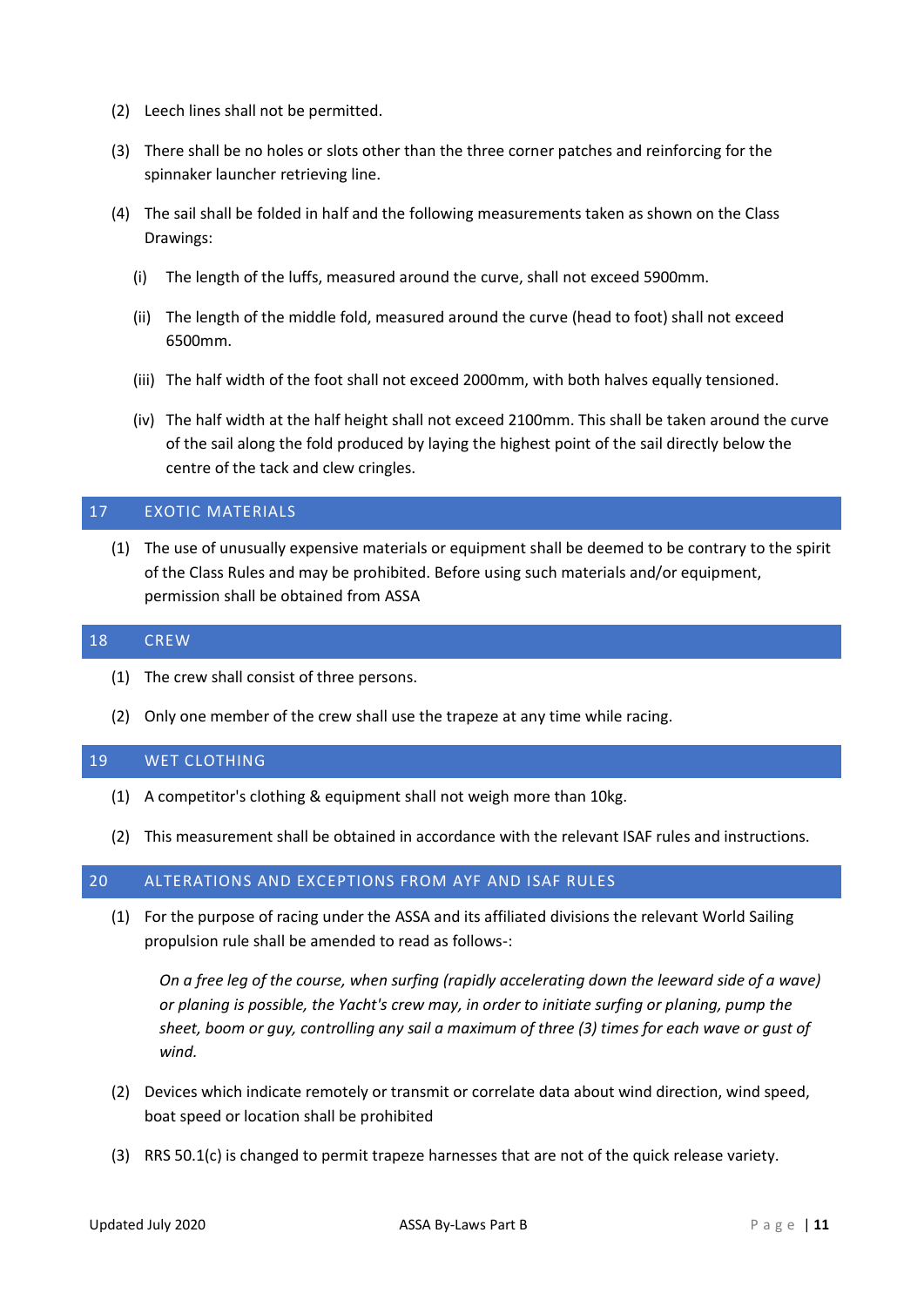(2) Leech lines shall not be permitted.

(3) There shall be no holes or slots other than the three corner patches and reinforcing for the spinnaker launcher retrieving line.

(4) The sail shall be folded in half and the following measurements taken as shown on the Class Drawings:

  (i) The length of the luffs, measured around the curve, shall not exceed 5900mm.

  (ii) The length of the middle fold, measured around the curve (head to foot) shall not exceed 6500mm.

  (iii) The half width of the foot shall not exceed 2000mm, with both halves equally tensioned.

  (iv) The half width at the half height shall not exceed 2100mm. This shall be taken around the curve of the sail along the fold produced by laying the highest point of the sail directly below the centre of the tack and clew cringles.

## 17 EXOTIC MATERIALS

(1) The use of unusually expensive materials or equipment shall be deemed to be contrary to the spirit of the Class Rules and may be prohibited. Before using such materials and/or equipment, permission shall be obtained from ASSA

## 18 CREW

(1) The crew shall consist of three persons.

(2) Only one member of the crew shall use the trapeze at any time while racing.

## 19 WET CLOTHING

(1) A competitor's clothing & equipment shall not weigh more than 10kg.

(2) This measurement shall be obtained in accordance with the relevant ISAF rules and instructions.

## 20 ALTERATIONS AND EXCEPTIONS FROM AYF AND ISAF RULES

(1) For the purpose of racing under the ASSA and its affiliated divisions the relevant World Sailing propulsion rule shall be amended to read as follows-:

> *On a free leg of the course, when surfing (rapidly accelerating down the leeward side of a wave) or planing is possible, the Yacht's crew may, in order to initiate surfing or planing, pump the sheet, boom or guy, controlling any sail a maximum of three (3) times for each wave or gust of wind.*

(2) Devices which indicate remotely or transmit or correlate data about wind direction, wind speed, boat speed or location shall be prohibited

(3) RRS 50.1(c) is changed to permit trapeze harnesses that are not of the quick release variety.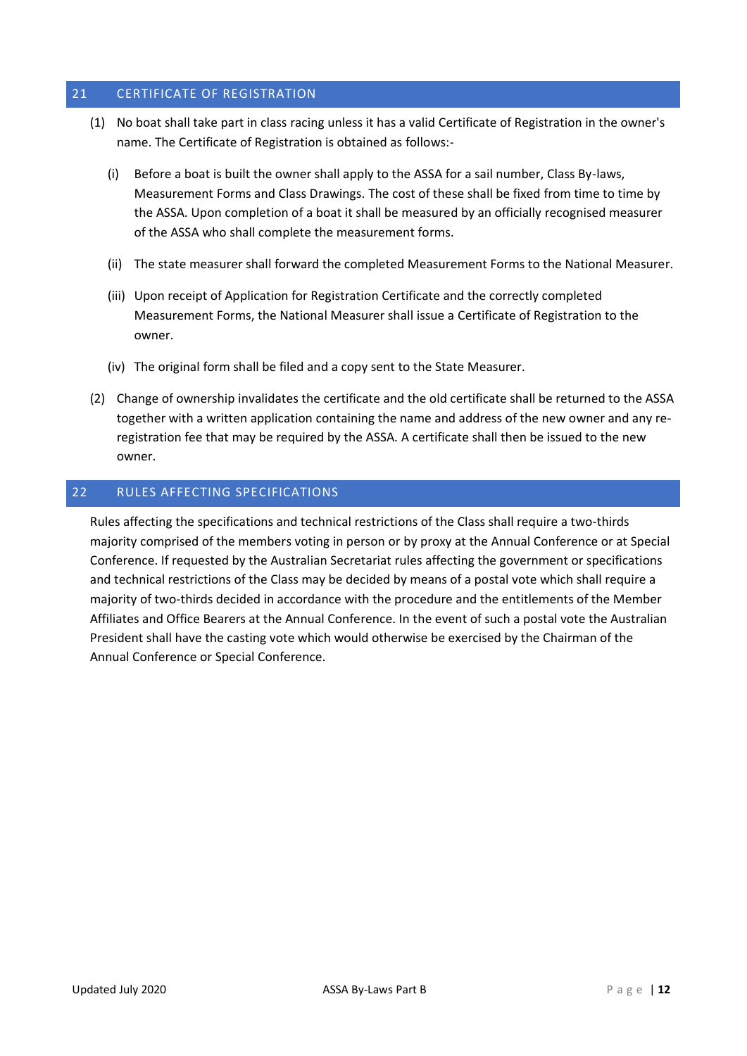## 21 CERTIFICATE OF REGISTRATION

(1) No boat shall take part in class racing unless it has a valid Certificate of Registration in the owner's name. The Certificate of Registration is obtained as follows:-

(i) Before a boat is built the owner shall apply to the ASSA for a sail number, Class By-laws, Measurement Forms and Class Drawings. The cost of these shall be fixed from time to time by the ASSA. Upon completion of a boat it shall be measured by an officially recognised measurer of the ASSA who shall complete the measurement forms.

(ii) The state measurer shall forward the completed Measurement Forms to the National Measurer.

(iii) Upon receipt of Application for Registration Certificate and the correctly completed Measurement Forms, the National Measurer shall issue a Certificate of Registration to the owner.

(iv) The original form shall be filed and a copy sent to the State Measurer.

(2) Change of ownership invalidates the certificate and the old certificate shall be returned to the ASSA together with a written application containing the name and address of the new owner and any re-registration fee that may be required by the ASSA. A certificate shall then be issued to the new owner.

## 22 RULES AFFECTING SPECIFICATIONS

Rules affecting the specifications and technical restrictions of the Class shall require a two-thirds majority comprised of the members voting in person or by proxy at the Annual Conference or at Special Conference. If requested by the Australian Secretariat rules affecting the government or specifications and technical restrictions of the Class may be decided by means of a postal vote which shall require a majority of two-thirds decided in accordance with the procedure and the entitlements of the Member Affiliates and Office Bearers at the Annual Conference. In the event of such a postal vote the Australian President shall have the casting vote which would otherwise be exercised by the Chairman of the Annual Conference or Special Conference.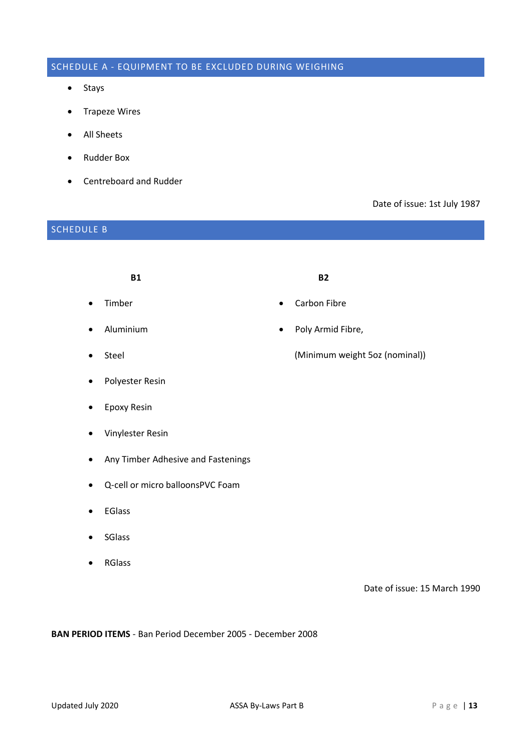## SCHEDULE A - EQUIPMENT TO BE EXCLUDED DURING WEIGHING

- Stays
- Trapeze Wires
- All Sheets
- Rudder Box
- Centreboard and Rudder

Date of issue: 1st July 1987

## SCHEDULE B

**B1**

- Timber
- Aluminium
- Steel
- Polyester Resin
- Epoxy Resin
- Vinylester Resin
- Any Timber Adhesive and Fastenings
- Q-cell or micro balloonsPVC Foam
- EGlass
- SGlass
- RGlass

**B2**

- Carbon Fibre
- Poly Armid Fibre,

(Minimum weight 5oz (nominal))

Date of issue: 15 March 1990

**BAN PERIOD ITEMS** - Ban Period December 2005 - December 2008